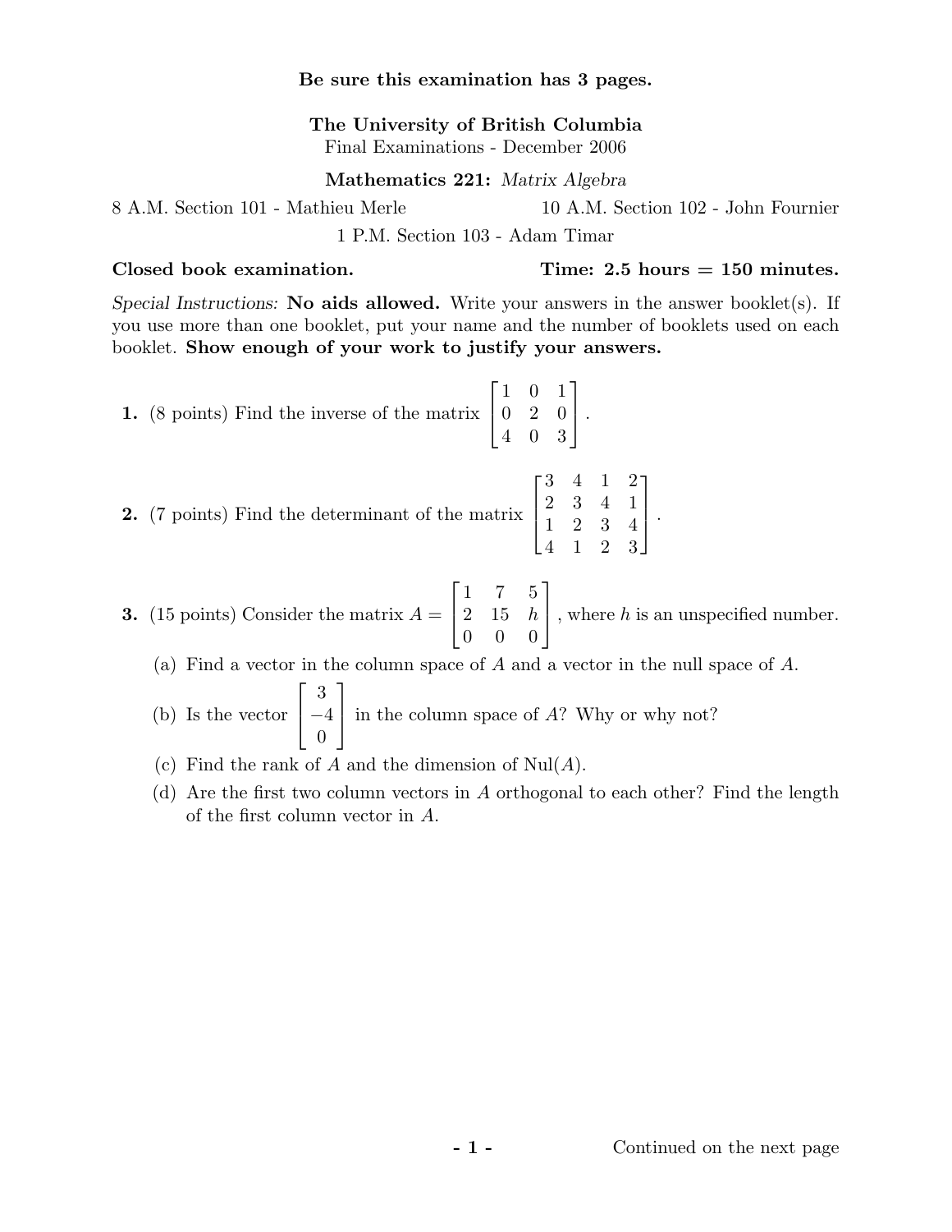**Be sure this examination has 3 pages.**

**The University of British Columbia**
Final Examinations - December 2006

**Mathematics 221:** *Matrix Algebra*

8 A.M. Section 101 - Mathieu Merle
10 A.M. Section 102 - John Fournier
1 P.M. Section 103 - Adam Timar

**Closed book examination.** **Time: 2.5 hours = 150 minutes.**

*Special Instructions:* **No aids allowed.** Write your answers in the answer booklet(s). If you use more than one booklet, put your name and the number of booklets used on each booklet. **Show enough of your work to justify your answers.**

**1.** (8 points) Find the inverse of the matrix $\begin{bmatrix} 1 & 0 & 1 \\ 0 & 2 & 0 \\ 4 & 0 & 3 \end{bmatrix}$.

**2.** (7 points) Find the determinant of the matrix $\begin{bmatrix} 3 & 4 & 1 & 2 \\ 2 & 3 & 4 & 1 \\ 1 & 2 & 3 & 4 \\ 4 & 1 & 2 & 3 \end{bmatrix}$.

**3.** (15 points) Consider the matrix $A = \begin{bmatrix} 1 & 7 & 5 \\ 2 & 15 & h \\ 0 & 0 & 0 \end{bmatrix}$, where $h$ is an unspecified number.

(a) Find a vector in the column space of $A$ and a vector in the null space of $A$.

(b) Is the vector $\begin{bmatrix} 3 \\ -4 \\ 0 \end{bmatrix}$ in the column space of $A$? Why or why not?

(c) Find the rank of $A$ and the dimension of Nul$(A)$.

(d) Are the first two column vectors in $A$ orthogonal to each other? Find the length of the first column vector in $A$.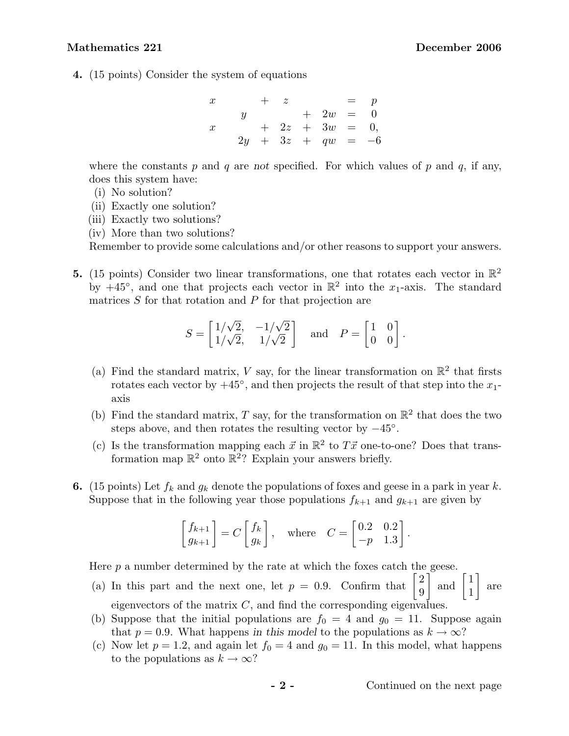**4.** (15 points) Consider the system of equations

$$
\begin{array}{rcrcrcrcl}
x & & & + & z & & & = & p \\
 & & y & & & + & 2w & = & 0 \\
x & & & + & 2z & + & 3w & = & 0, \\
 & & 2y & + & 3z & + & qw & = & -6
\end{array}
$$

where the constants $p$ and $q$ are *not* specified. For which values of $p$ and $q$, if any, does this system have:

(i) No solution?
(ii) Exactly one solution?
(iii) Exactly two solutions?
(iv) More than two solutions?

Remember to provide some calculations and/or other reasons to support your answers.

**5.** (15 points) Consider two linear transformations, one that rotates each vector in $\mathbb{R}^2$ by $+45^\circ$, and one that projects each vector in $\mathbb{R}^2$ into the $x_1$-axis. The standard matrices $S$ for that rotation and $P$ for that projection are

$$
S = \begin{bmatrix} 1/\sqrt{2}, & -1/\sqrt{2} \\ 1/\sqrt{2}, & 1/\sqrt{2} \end{bmatrix} \quad \text{and} \quad P = \begin{bmatrix} 1 & 0 \\ 0 & 0 \end{bmatrix}.
$$

(a) Find the standard matrix, $V$ say, for the linear transformation on $\mathbb{R}^2$ that firsts rotates each vector by $+45^\circ$, and then projects the result of that step into the $x_1$-axis

(b) Find the standard matrix, $T$ say, for the transformation on $\mathbb{R}^2$ that does the two steps above, and then rotates the resulting vector by $-45^\circ$.

(c) Is the transformation mapping each $\vec{x}$ in $\mathbb{R}^2$ to $T\vec{x}$ one-to-one? Does that transformation map $\mathbb{R}^2$ onto $\mathbb{R}^2$? Explain your answers briefly.

**6.** (15 points) Let $f_k$ and $g_k$ denote the populations of foxes and geese in a park in year $k$. Suppose that in the following year those populations $f_{k+1}$ and $g_{k+1}$ are given by

$$
\begin{bmatrix} f_{k+1} \\ g_{k+1} \end{bmatrix} = C \begin{bmatrix} f_k \\ g_k \end{bmatrix}, \quad \text{where} \quad C = \begin{bmatrix} 0.2 & 0.2 \\ -p & 1.3 \end{bmatrix}.
$$

Here $p$ a number determined by the rate at which the foxes catch the geese.

(a) In this part and the next one, let $p = 0.9$. Confirm that $\begin{bmatrix} 2 \\ 9 \end{bmatrix}$ and $\begin{bmatrix} 1 \\ 1 \end{bmatrix}$ are eigenvectors of the matrix $C$, and find the corresponding eigenvalues.

(b) Suppose that the initial populations are $f_0 = 4$ and $g_0 = 11$. Suppose again that $p = 0.9$. What happens *in this model* to the populations as $k \to \infty$?

(c) Now let $p = 1.2$, and again let $f_0 = 4$ and $g_0 = 11$. In this model, what happens to the populations as $k \to \infty$?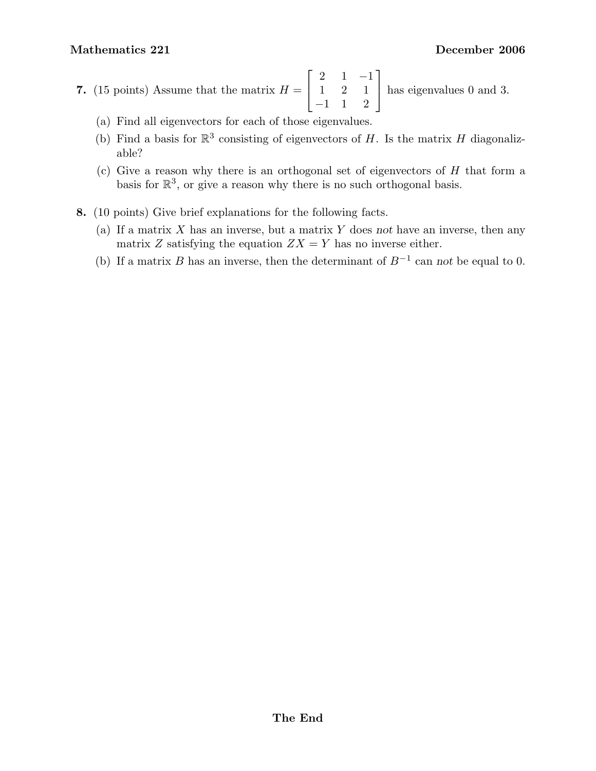**7.** (15 points) Assume that the matrix $H = \begin{bmatrix} 2 & 1 & -1 \\ 1 & 2 & 1 \\ -1 & 1 & 2 \end{bmatrix}$ has eigenvalues 0 and 3.

(a) Find all eigenvectors for each of those eigenvalues.

(b) Find a basis for $\mathbb{R}^3$ consisting of eigenvectors of $H$. Is the matrix $H$ diagonalizable?

(c) Give a reason why there is an orthogonal set of eigenvectors of $H$ that form a basis for $\mathbb{R}^3$, or give a reason why there is no such orthogonal basis.

**8.** (10 points) Give brief explanations for the following facts.

(a) If a matrix $X$ has an inverse, but a matrix $Y$ does *not* have an inverse, then any matrix $Z$ satisfying the equation $ZX = Y$ has no inverse either.

(b) If a matrix $B$ has an inverse, then the determinant of $B^{-1}$ can *not* be equal to 0.

**The End**